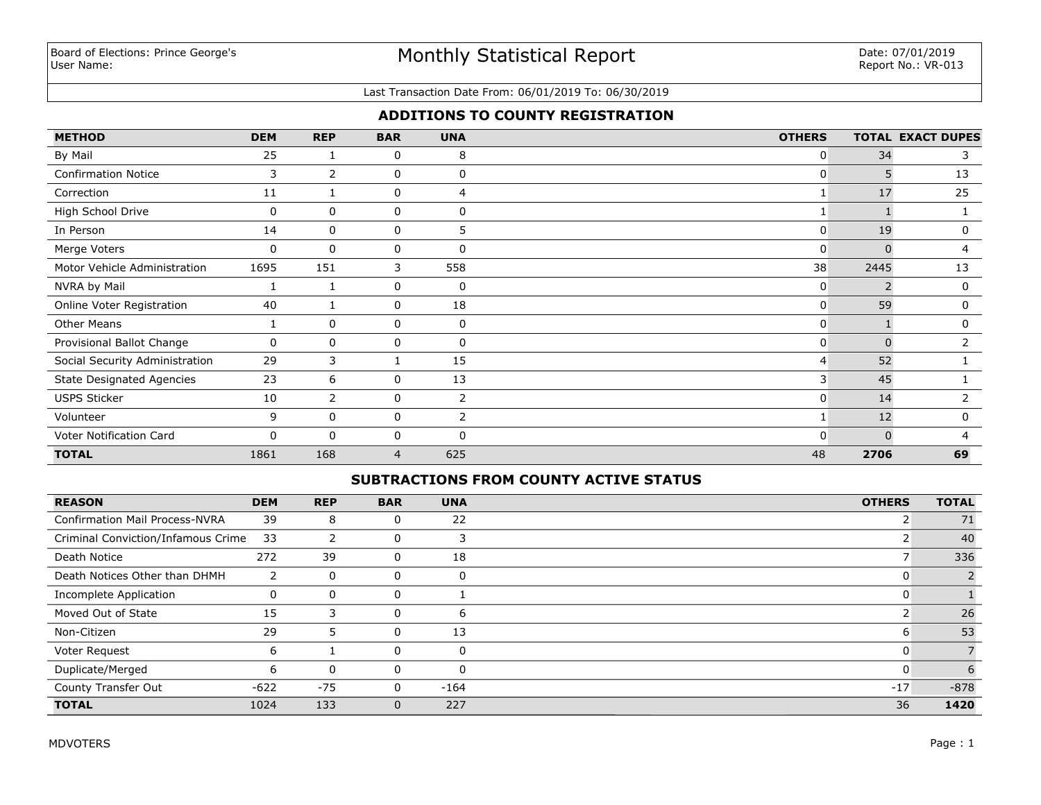Board of Elections: Prince George's
User Name:

# Monthly Statistical Report

Date: 07/01/2019
Report No.: VR-013

Last Transaction Date From: 06/01/2019 To: 06/30/2019

## ADDITIONS TO COUNTY REGISTRATION

| METHOD | DEM | REP | BAR | UNA | OTHERS | TOTAL | EXACT DUPES |
|---|---|---|---|---|---|---|---|
| By Mail | 25 | 1 | 0 | 8 | 0 | 34 | 3 |
| Confirmation Notice | 3 | 2 | 0 | 0 | 0 | 5 | 13 |
| Correction | 11 | 1 | 0 | 4 | 1 | 17 | 25 |
| High School Drive | 0 | 0 | 0 | 0 | 1 | 1 | 1 |
| In Person | 14 | 0 | 0 | 5 | 0 | 19 | 0 |
| Merge Voters | 0 | 0 | 0 | 0 | 0 | 0 | 4 |
| Motor Vehicle Administration | 1695 | 151 | 3 | 558 | 38 | 2445 | 13 |
| NVRA by Mail | 1 | 1 | 0 | 0 | 0 | 2 | 0 |
| Online Voter Registration | 40 | 1 | 0 | 18 | 0 | 59 | 0 |
| Other Means | 1 | 0 | 0 | 0 | 0 | 1 | 0 |
| Provisional Ballot Change | 0 | 0 | 0 | 0 | 0 | 0 | 2 |
| Social Security Administration | 29 | 3 | 1 | 15 | 4 | 52 | 1 |
| State Designated Agencies | 23 | 6 | 0 | 13 | 3 | 45 | 1 |
| USPS Sticker | 10 | 2 | 0 | 2 | 0 | 14 | 2 |
| Volunteer | 9 | 0 | 0 | 2 | 1 | 12 | 0 |
| Voter Notification Card | 0 | 0 | 0 | 0 | 0 | 0 | 4 |
| **TOTAL** | 1861 | 168 | 4 | 625 | 48 | **2706** | **69** |

## SUBTRACTIONS FROM COUNTY ACTIVE STATUS

| REASON | DEM | REP | BAR | UNA | OTHERS | TOTAL |
|---|---|---|---|---|---|---|
| Confirmation Mail Process-NVRA | 39 | 8 | 0 | 22 | 2 | 71 |
| Criminal Conviction/Infamous Crime | 33 | 2 | 0 | 3 | 2 | 40 |
| Death Notice | 272 | 39 | 0 | 18 | 7 | 336 |
| Death Notices Other than DHMH | 2 | 0 | 0 | 0 | 0 | 2 |
| Incomplete Application | 0 | 0 | 0 | 1 | 0 | 1 |
| Moved Out of State | 15 | 3 | 0 | 6 | 2 | 26 |
| Non-Citizen | 29 | 5 | 0 | 13 | 6 | 53 |
| Voter Request | 6 | 1 | 0 | 0 | 0 | 7 |
| Duplicate/Merged | 6 | 0 | 0 | 0 | 0 | 6 |
| County Transfer Out | -622 | -75 | 0 | -164 | -17 | -878 |
| **TOTAL** | 1024 | 133 | 0 | 227 | 36 | **1420** |

MDVOTERS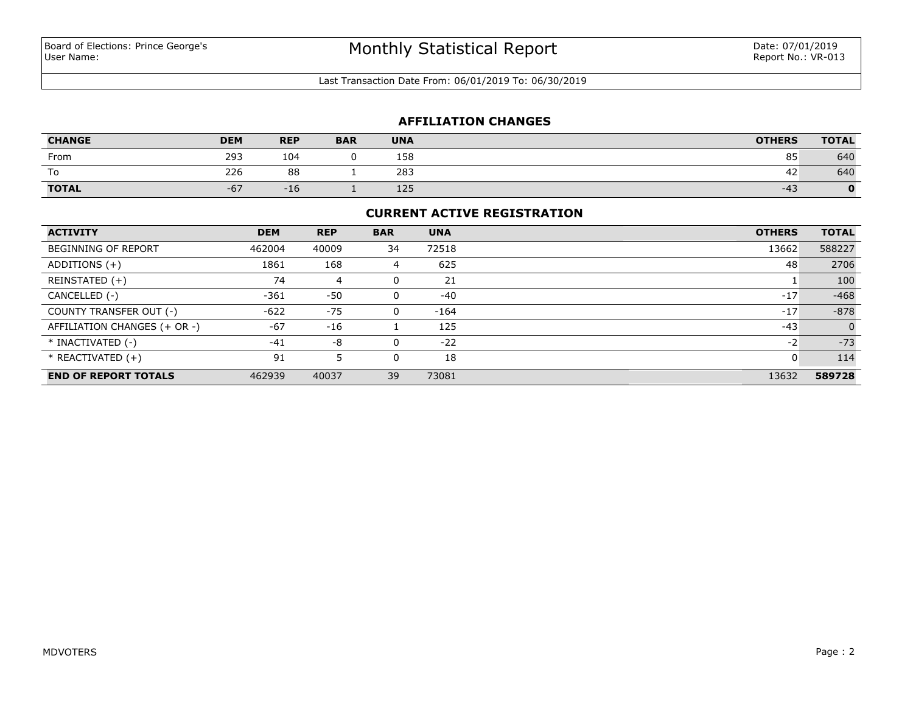Board of Elections: Prince George's
User Name:

# Monthly Statistical Report

Date: 07/01/2019
Report No.: VR-013

Last Transaction Date From: 06/01/2019 To: 06/30/2019

## AFFILIATION CHANGES

| CHANGE | DEM | REP | BAR | UNA | OTHERS | TOTAL |
|---|---|---|---|---|---|---|
| From | 293 | 104 | 0 | 158 | 85 | 640 |
| To | 226 | 88 | 1 | 283 | 42 | 640 |
| **TOTAL** | -67 | -16 | 1 | 125 | -43 | **0** |

## CURRENT ACTIVE REGISTRATION

| ACTIVITY | DEM | REP | BAR | UNA | OTHERS | TOTAL |
|---|---|---|---|---|---|---|
| BEGINNING OF REPORT | 462004 | 40009 | 34 | 72518 | 13662 | 588227 |
| ADDITIONS (+) | 1861 | 168 | 4 | 625 | 48 | 2706 |
| REINSTATED (+) | 74 | 4 | 0 | 21 | 1 | 100 |
| CANCELLED (-) | -361 | -50 | 0 | -40 | -17 | -468 |
| COUNTY TRANSFER OUT (-) | -622 | -75 | 0 | -164 | -17 | -878 |
| AFFILIATION CHANGES (+ OR -) | -67 | -16 | 1 | 125 | -43 | 0 |
| * INACTIVATED (-) | -41 | -8 | 0 | -22 | -2 | -73 |
| * REACTIVATED (+) | 91 | 5 | 0 | 18 | 0 | 114 |
| **END OF REPORT TOTALS** | 462939 | 40037 | 39 | 73081 | 13632 | **589728** |

MDVOTERS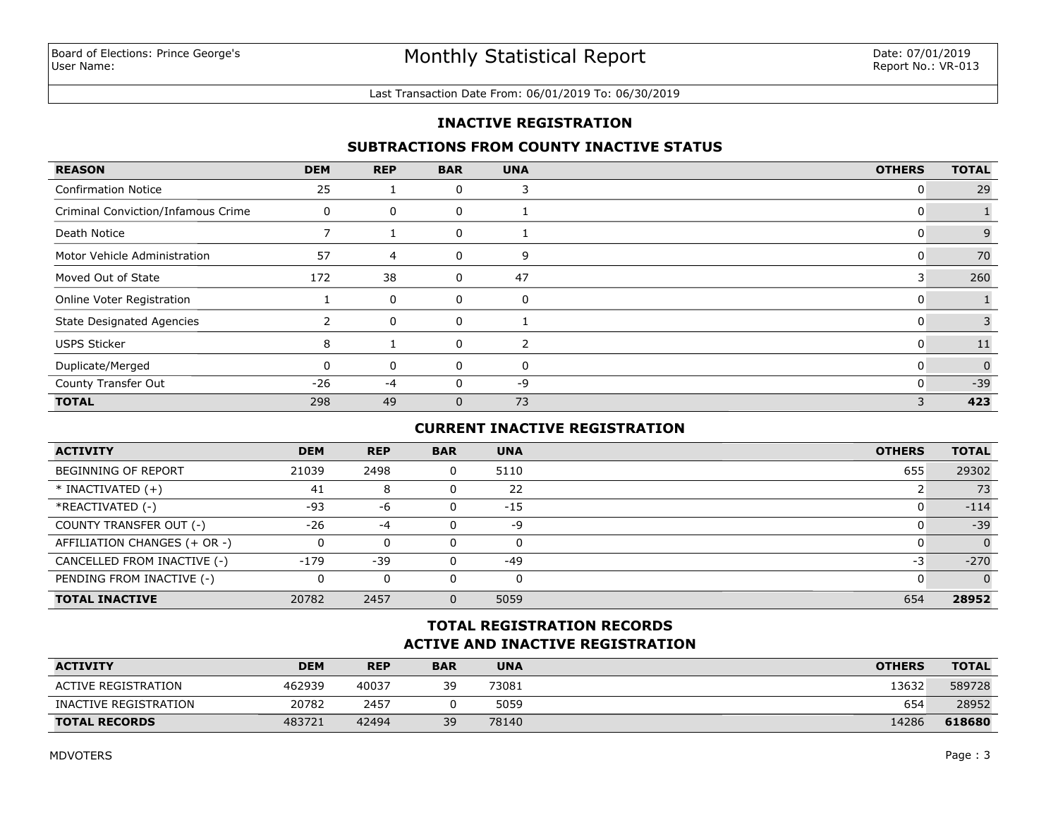Board of Elections: Prince George's
User Name:

# Monthly Statistical Report

Date: 07/01/2019
Report No.: VR-013

Last Transaction Date From: 06/01/2019 To: 06/30/2019

## INACTIVE REGISTRATION

### SUBTRACTIONS FROM COUNTY INACTIVE STATUS

| REASON | DEM | REP | BAR | UNA | OTHERS | TOTAL |
|---|---|---|---|---|---|---|
| Confirmation Notice | 25 | 1 | 0 | 3 | 0 | 29 |
| Criminal Conviction/Infamous Crime | 0 | 0 | 0 | 1 | 0 | 1 |
| Death Notice | 7 | 1 | 0 | 1 | 0 | 9 |
| Motor Vehicle Administration | 57 | 4 | 0 | 9 | 0 | 70 |
| Moved Out of State | 172 | 38 | 0 | 47 | 3 | 260 |
| Online Voter Registration | 1 | 0 | 0 | 0 | 0 | 1 |
| State Designated Agencies | 2 | 0 | 0 | 1 | 0 | 3 |
| USPS Sticker | 8 | 1 | 0 | 2 | 0 | 11 |
| Duplicate/Merged | 0 | 0 | 0 | 0 | 0 | 0 |
| County Transfer Out | -26 | -4 | 0 | -9 | 0 | -39 |
| **TOTAL** | 298 | 49 | 0 | 73 | 3 | **423** |

### CURRENT INACTIVE REGISTRATION

| ACTIVITY | DEM | REP | BAR | UNA | OTHERS | TOTAL |
|---|---|---|---|---|---|---|
| BEGINNING OF REPORT | 21039 | 2498 | 0 | 5110 | 655 | 29302 |
| * INACTIVATED (+) | 41 | 8 | 0 | 22 | 2 | 73 |
| *REACTIVATED (-) | -93 | -6 | 0 | -15 | 0 | -114 |
| COUNTY TRANSFER OUT (-) | -26 | -4 | 0 | -9 | 0 | -39 |
| AFFILIATION CHANGES (+ OR -) | 0 | 0 | 0 | 0 | 0 | 0 |
| CANCELLED FROM INACTIVE (-) | -179 | -39 | 0 | -49 | -3 | -270 |
| PENDING FROM INACTIVE (-) | 0 | 0 | 0 | 0 | 0 | 0 |
| **TOTAL INACTIVE** | 20782 | 2457 | 0 | 5059 | 654 | **28952** |

### TOTAL REGISTRATION RECORDS
### ACTIVE AND INACTIVE REGISTRATION

| ACTIVITY | DEM | REP | BAR | UNA | OTHERS | TOTAL |
|---|---|---|---|---|---|---|
| ACTIVE REGISTRATION | 462939 | 40037 | 39 | 73081 | 13632 | 589728 |
| INACTIVE REGISTRATION | 20782 | 2457 | 0 | 5059 | 654 | 28952 |
| **TOTAL RECORDS** | 483721 | 42494 | 39 | 78140 | 14286 | **618680** |

MDVOTERS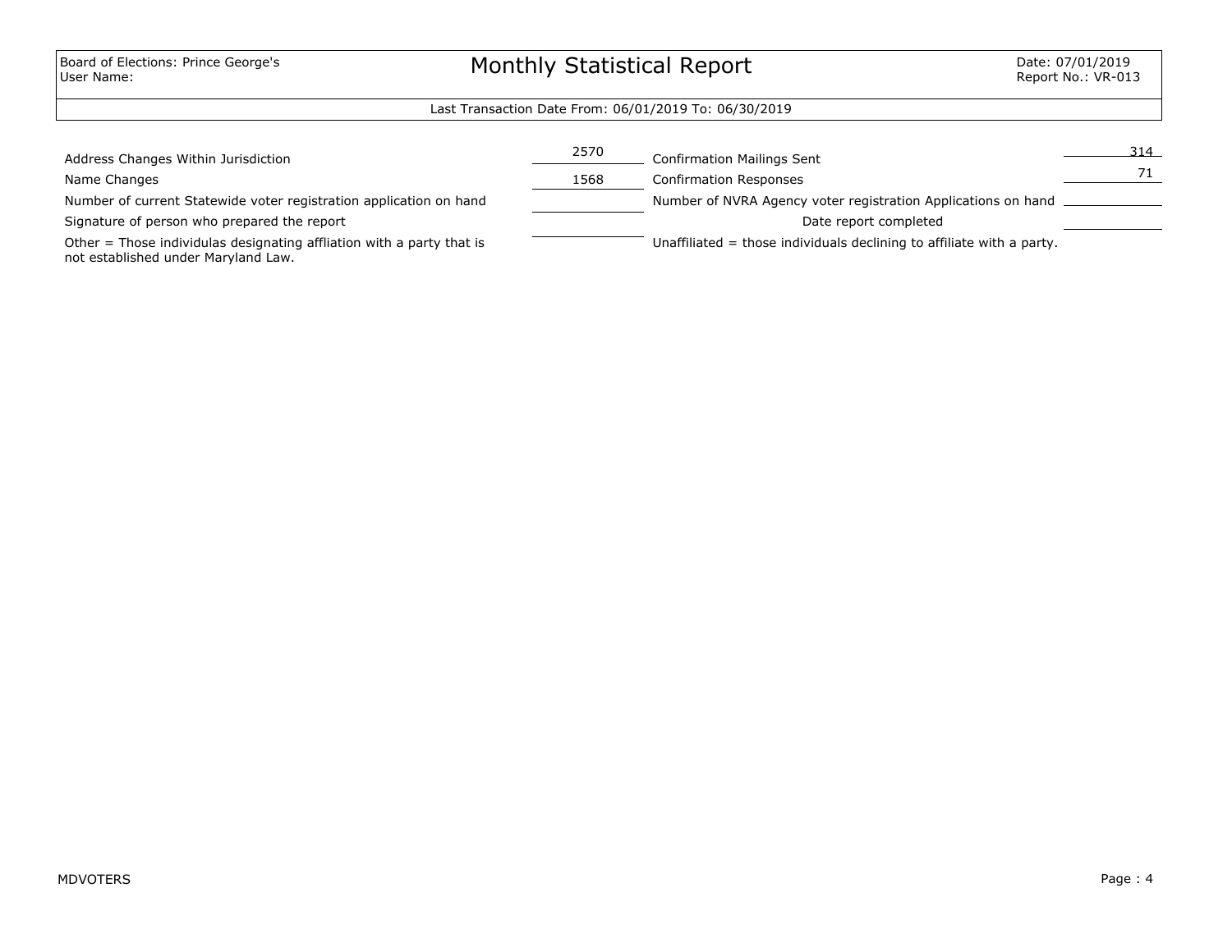Board of Elections: Prince George's
User Name:

# Monthly Statistical Report

Date: 07/01/2019
Report No.: VR-013

Last Transaction Date From: 06/01/2019 To: 06/30/2019

| | | | |
|---|---|---|---|
| Address Changes Within Jurisdiction | 2570 | Confirmation Mailings Sent | 314 |
| Name Changes | 1568 | Confirmation Responses | 71 |
| Number of current Statewide voter registration application on hand | | Number of NVRA Agency voter registration Applications on hand | |
| Signature of person who prepared the report | | Date report completed | |

Other = Those individulas designating affliation with a party that is not established under Maryland Law.

Unaffiliated = those individuals declining to affiliate with a party.

MDVOTERS